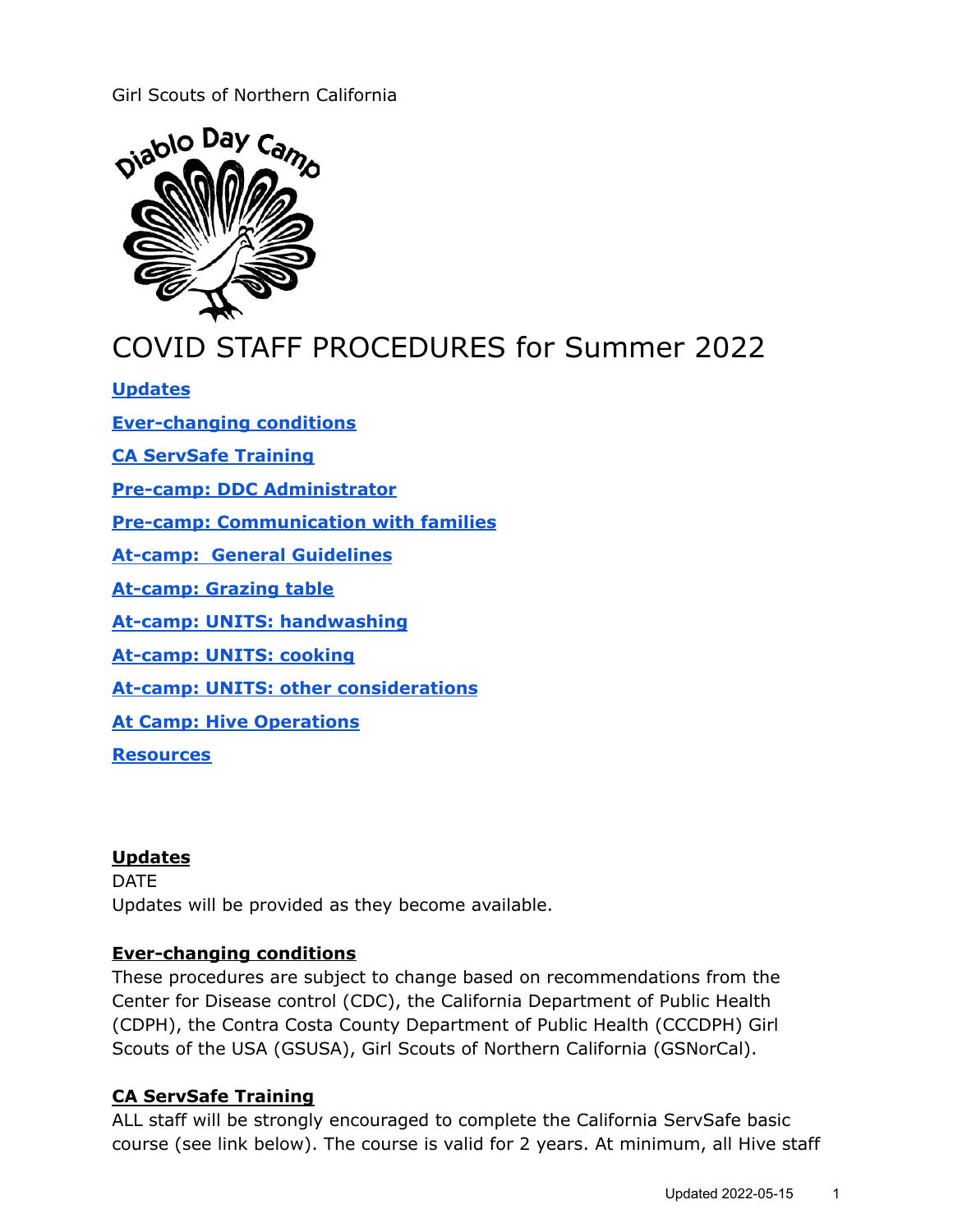Girl Scouts of Northern California

# COVID STAFF PROCEDURES for Summer 2022

**Updates**

**Ever-changing conditions**

**CA ServSafe Training**

**Pre-camp: DDC Administrator**

**Pre-camp: Communication with families**

**At-camp: General Guidelines**

**At-camp: Grazing table**

**At-camp: UNITS: handwashing**

**At-camp: UNITS: cooking**

**At-camp: UNITS: other considerations**

**At Camp: Hive Operations**

**Resources**

## Updates

DATE

Updates will be provided as they become available.

## Ever-changing conditions

These procedures are subject to change based on recommendations from the Center for Disease control (CDC), the California Department of Public Health (CDPH), the Contra Costa County Department of Public Health (CCCDPH) Girl Scouts of the USA (GSUSA), Girl Scouts of Northern California (GSNorCal).

## CA ServSafe Training

ALL staff will be strongly encouraged to complete the California ServSafe basic course (see link below). The course is valid for 2 years. At minimum, all Hive staff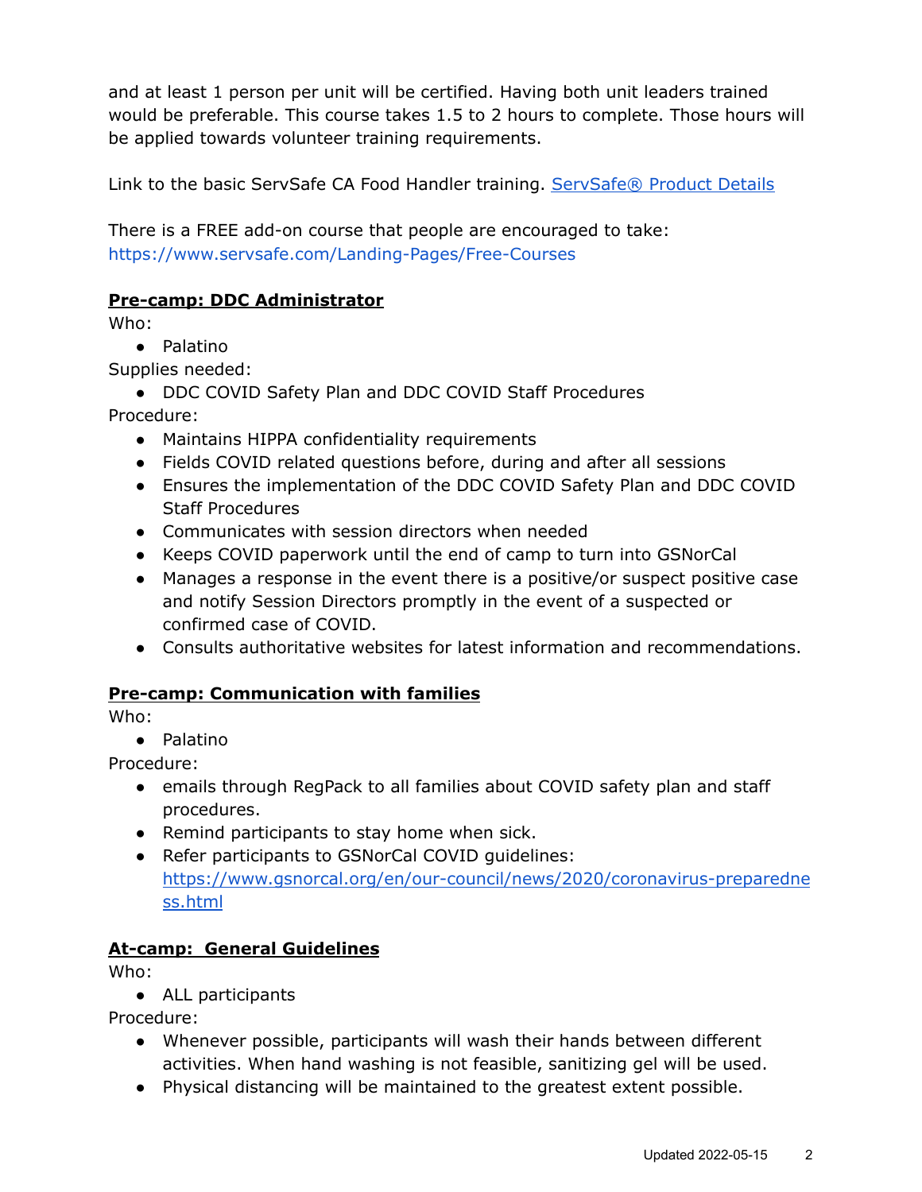and at least 1 person per unit will be certified. Having both unit leaders trained would be preferable. This course takes 1.5 to 2 hours to complete. Those hours will be applied towards volunteer training requirements.

Link to the basic ServSafe CA Food Handler training. [ServSafe® Product Details]()

There is a FREE add-on course that people are encouraged to take: https://www.servsafe.com/Landing-Pages/Free-Courses

**Pre-camp: DDC Administrator**

Who:

- Palatino

Supplies needed:

- DDC COVID Safety Plan and DDC COVID Staff Procedures

Procedure:

- Maintains HIPPA confidentiality requirements
- Fields COVID related questions before, during and after all sessions
- Ensures the implementation of the DDC COVID Safety Plan and DDC COVID Staff Procedures
- Communicates with session directors when needed
- Keeps COVID paperwork until the end of camp to turn into GSNorCal
- Manages a response in the event there is a positive/or suspect positive case and notify Session Directors promptly in the event of a suspected or confirmed case of COVID.
- Consults authoritative websites for latest information and recommendations.

**Pre-camp: Communication with families**

Who:

- Palatino

Procedure:

- emails through RegPack to all families about COVID safety plan and staff procedures.
- Remind participants to stay home when sick.
- Refer participants to GSNorCal COVID guidelines: https://www.gsnorcal.org/en/our-council/news/2020/coronavirus-preparedness.html

**At-camp: General Guidelines**

Who:

- ALL participants

Procedure:

- Whenever possible, participants will wash their hands between different activities. When hand washing is not feasible, sanitizing gel will be used.
- Physical distancing will be maintained to the greatest extent possible.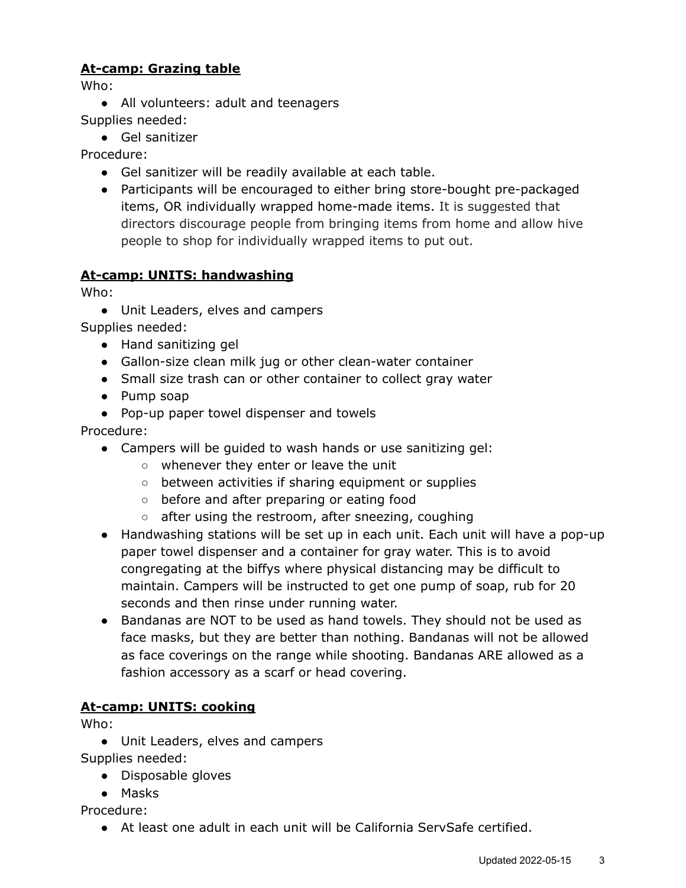**At-camp: Grazing table**

Who:

- All volunteers: adult and teenagers

Supplies needed:

- Gel sanitizer

Procedure:

- Gel sanitizer will be readily available at each table.
- Participants will be encouraged to either bring store-bought pre-packaged items, OR individually wrapped home-made items. It is suggested that directors discourage people from bringing items from home and allow hive people to shop for individually wrapped items to put out.

**At-camp: UNITS: handwashing**

Who:

- Unit Leaders, elves and campers

Supplies needed:

- Hand sanitizing gel
- Gallon-size clean milk jug or other clean-water container
- Small size trash can or other container to collect gray water
- Pump soap
- Pop-up paper towel dispenser and towels

Procedure:

- Campers will be guided to wash hands or use sanitizing gel:
  - whenever they enter or leave the unit
  - between activities if sharing equipment or supplies
  - before and after preparing or eating food
  - after using the restroom, after sneezing, coughing
- Handwashing stations will be set up in each unit. Each unit will have a pop-up paper towel dispenser and a container for gray water. This is to avoid congregating at the biffys where physical distancing may be difficult to maintain. Campers will be instructed to get one pump of soap, rub for 20 seconds and then rinse under running water.
- Bandanas are NOT to be used as hand towels. They should not be used as face masks, but they are better than nothing. Bandanas will not be allowed as face coverings on the range while shooting. Bandanas ARE allowed as a fashion accessory as a scarf or head covering.

**At-camp: UNITS: cooking**

Who:

- Unit Leaders, elves and campers

Supplies needed:

- Disposable gloves
- Masks

Procedure:

- At least one adult in each unit will be California ServSafe certified.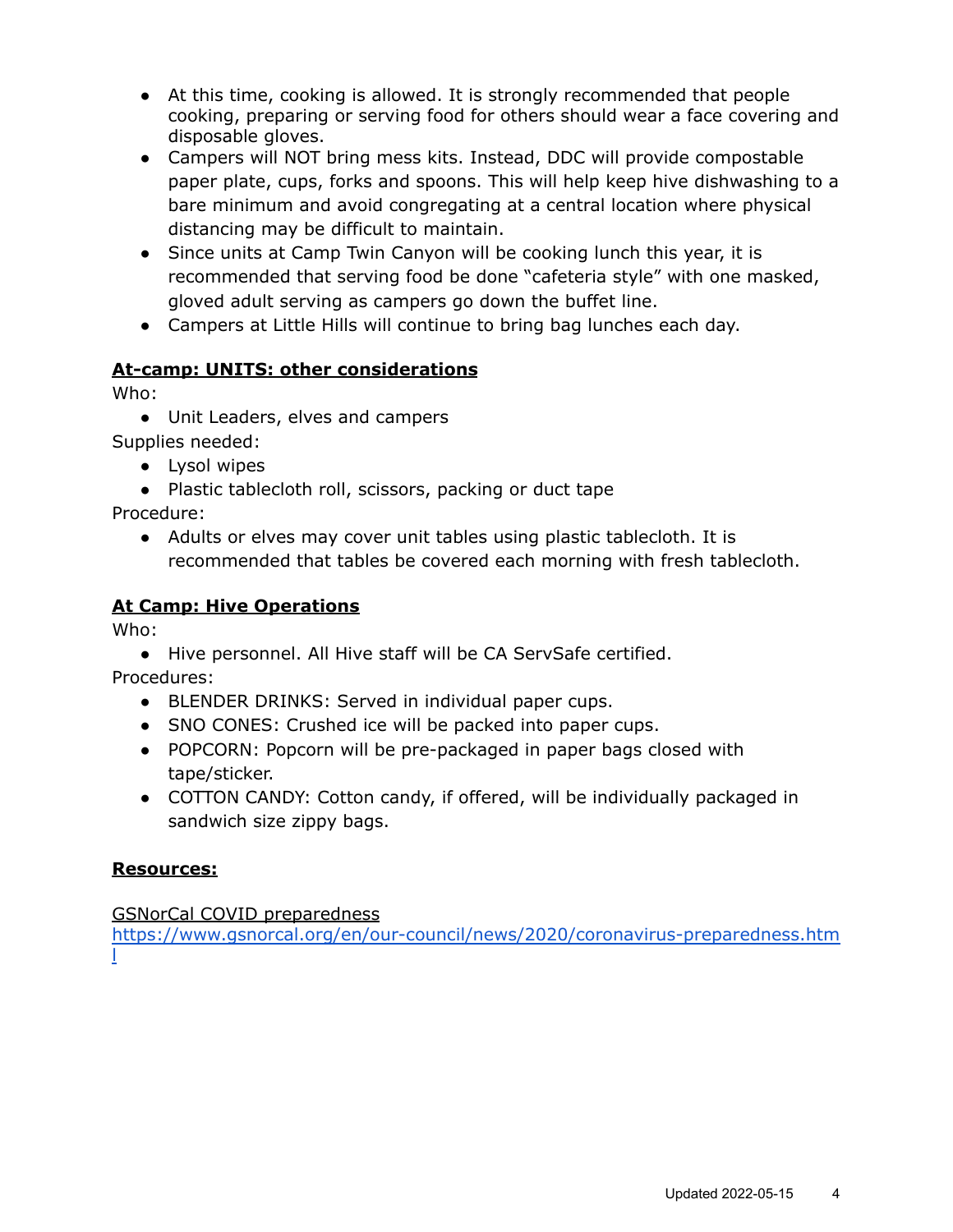- At this time, cooking is allowed. It is strongly recommended that people cooking, preparing or serving food for others should wear a face covering and disposable gloves.
- Campers will NOT bring mess kits. Instead, DDC will provide compostable paper plate, cups, forks and spoons. This will help keep hive dishwashing to a bare minimum and avoid congregating at a central location where physical distancing may be difficult to maintain.
- Since units at Camp Twin Canyon will be cooking lunch this year, it is recommended that serving food be done "cafeteria style" with one masked, gloved adult serving as campers go down the buffet line.
- Campers at Little Hills will continue to bring bag lunches each day.

**At-camp: UNITS: other considerations**

Who:

- Unit Leaders, elves and campers

Supplies needed:

- Lysol wipes
- Plastic tablecloth roll, scissors, packing or duct tape

Procedure:

- Adults or elves may cover unit tables using plastic tablecloth. It is recommended that tables be covered each morning with fresh tablecloth.

**At Camp: Hive Operations**

Who:

- Hive personnel. All Hive staff will be CA ServSafe certified.

Procedures:

- BLENDER DRINKS: Served in individual paper cups.
- SNO CONES: Crushed ice will be packed into paper cups.
- POPCORN: Popcorn will be pre-packaged in paper bags closed with tape/sticker.
- COTTON CANDY: Cotton candy, if offered, will be individually packaged in sandwich size zippy bags.

**Resources:**

GSNorCal COVID preparedness
https://www.gsnorcal.org/en/our-council/news/2020/coronavirus-preparedness.html

Updated 2022-05-15